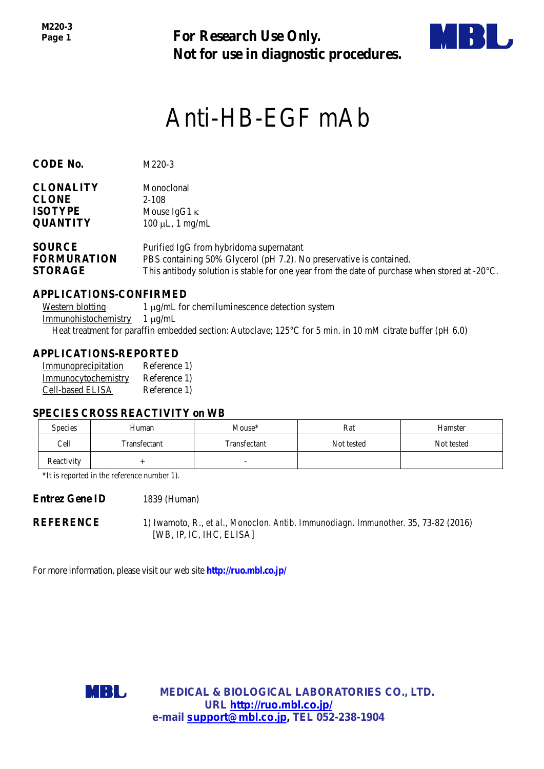**For Research Use Only.**
**Not for use in diagnostic procedures.**

# Anti-HB-EGF mAb

**CODE No.** M220-3

**CLONALITY** Monoclonal
**CLONE** 2-108
**ISOTYPE** Mouse IgG1 κ
**QUANTITY** 100 µL, 1 mg/mL

**SOURCE** Purified IgG from hybridoma supernatant
**FORMURATION** PBS containing 50% Glycerol (pH 7.2). No preservative is contained.
**STORAGE** This antibody solution is stable for one year from the date of purchase when stored at -20°C.

## APPLICATIONS-CONFIRMED

Western blotting 1 µg/mL for chemiluminescence detection system
Immunohistochemistry 1 µg/mL
Heat treatment for paraffin embedded section: Autoclave; 125°C for 5 min. in 10 mM citrate buffer (pH 6.0)

## APPLICATIONS-REPORTED

Immunoprecipitation Reference 1)
Immunocytochemistry Reference 1)
Cell-based ELISA Reference 1)

## SPECIES CROSS REACTIVITY on WB

| Species | Human | Mouse* | Rat | Hamster |
|---|---|---|---|---|
| Cell | Transfectant | Transfectant | Not tested | Not tested |
| Reactivity | + | - | | |

*It is reported in the reference number 1).

**Entrez Gene ID** 1839 (Human)

**REFERENCE** 1) Iwamoto, R., *et al., Monoclon. Antib. Immunodiagn. Immunother.* 35, 73-82 (2016) [WB, IP, IC, IHC, ELISA]

For more information, please visit our web site **http://ruo.mbl.co.jp/**

**MEDICAL & BIOLOGICAL LABORATORIES CO., LTD.**
**URL http://ruo.mbl.co.jp/**
**e-mail support@mbl.co.jp, TEL 052-238-1904**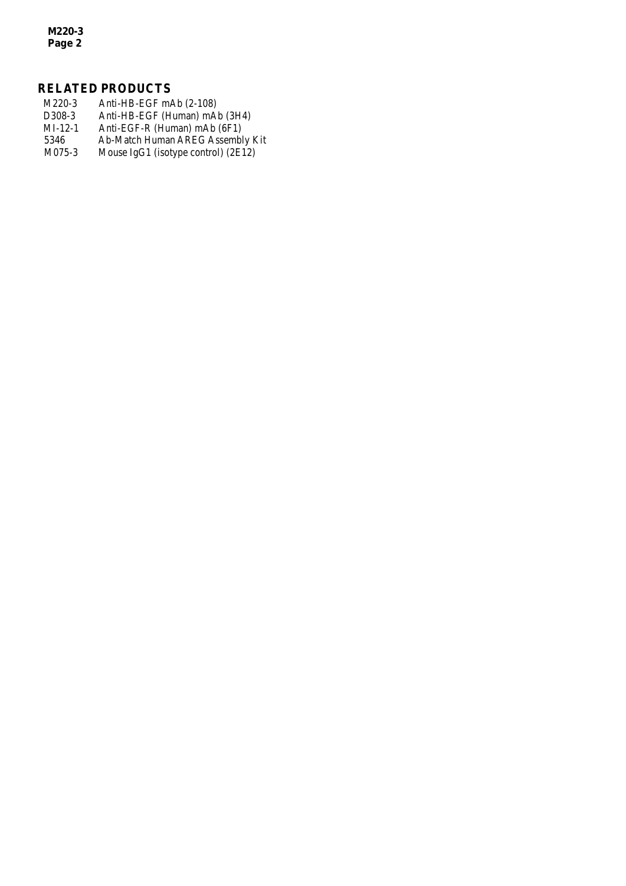## RELATED PRODUCTS

| | |
|---|---|
| M220-3 | Anti-HB-EGF mAb (2-108) |
| D308-3 | Anti-HB-EGF (Human) mAb (3H4) |
| MI-12-1 | Anti-EGF-R (Human) mAb (6F1) |
| 5346 | Ab-Match Human AREG Assembly Kit |
| M075-3 | Mouse IgG1 (isotype control) (2E12) |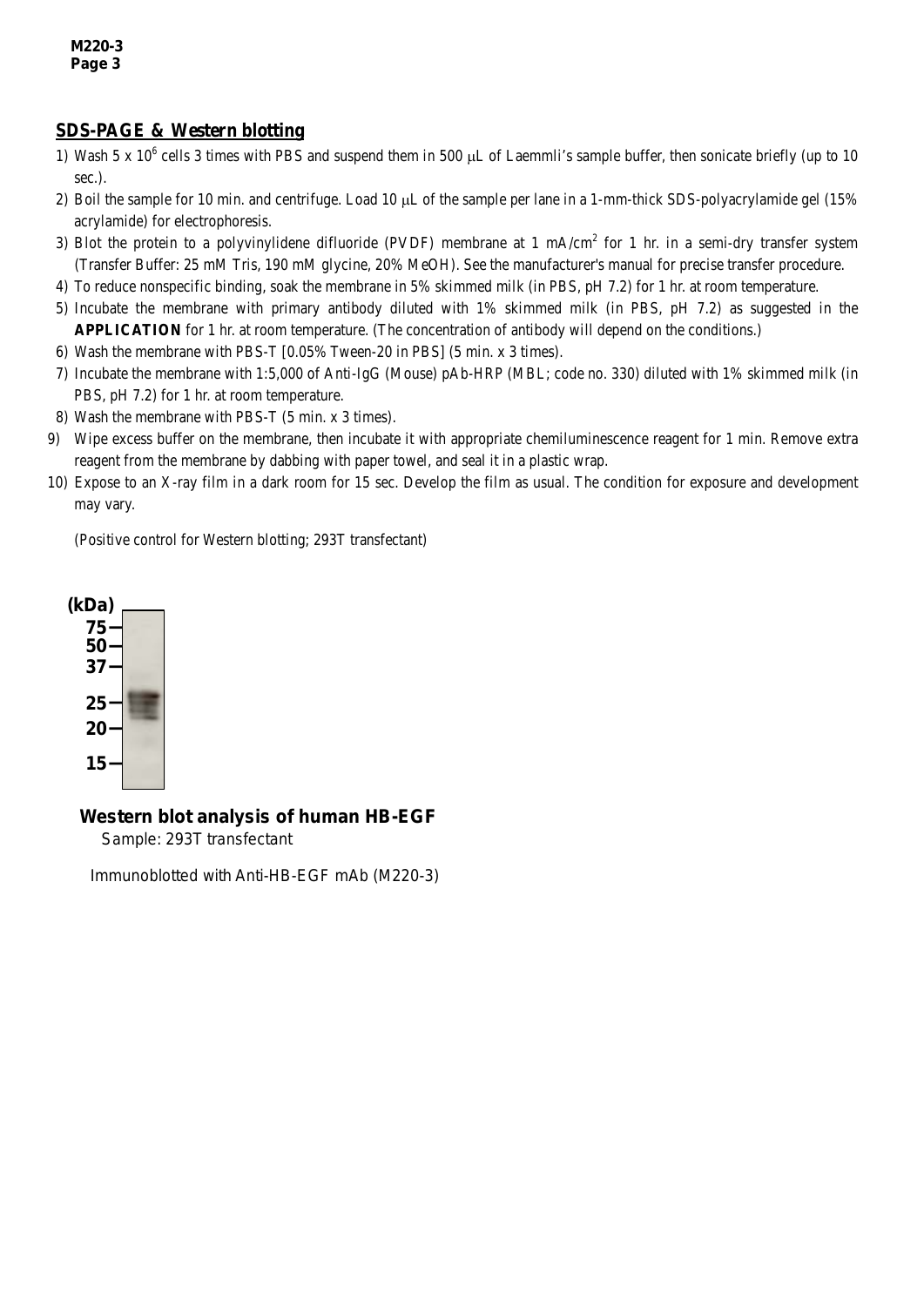## SDS-PAGE & Western blotting

1) Wash 5 x $10^6$ cells 3 times with PBS and suspend them in 500 μL of Laemmli's sample buffer, then sonicate briefly (up to 10 sec.).
2) Boil the sample for 10 min. and centrifuge. Load 10 μL of the sample per lane in a 1-mm-thick SDS-polyacrylamide gel (15% acrylamide) for electrophoresis.
3) Blot the protein to a polyvinylidene difluoride (PVDF) membrane at 1 mA/$cm^2$ for 1 hr. in a semi-dry transfer system (Transfer Buffer: 25 mM Tris, 190 mM glycine, 20% MeOH). See the manufacturer's manual for precise transfer procedure.
4) To reduce nonspecific binding, soak the membrane in 5% skimmed milk (in PBS, pH 7.2) for 1 hr. at room temperature.
5) Incubate the membrane with primary antibody diluted with 1% skimmed milk (in PBS, pH 7.2) as suggested in the **APPLICATION** for 1 hr. at room temperature. (The concentration of antibody will depend on the conditions.)
6) Wash the membrane with PBS-T [0.05% Tween-20 in PBS] (5 min. x 3 times).
7) Incubate the membrane with 1:5,000 of Anti-IgG (Mouse) pAb-HRP (MBL; code no. 330) diluted with 1% skimmed milk (in PBS, pH 7.2) for 1 hr. at room temperature.
8) Wash the membrane with PBS-T (5 min. x 3 times).
9) Wipe excess buffer on the membrane, then incubate it with appropriate chemiluminescence reagent for 1 min. Remove extra reagent from the membrane by dabbing with paper towel, and seal it in a plastic wrap.
10) Expose to an X-ray film in a dark room for 15 sec. Develop the film as usual. The condition for exposure and development may vary.

(Positive control for Western blotting; 293T transfectant)

(kDa)
75
50
37
25
20
15

**Western blot analysis of human HB-EGF**

Sample: 293T transfectant

Immunoblotted with Anti-HB-EGF mAb (M220-3)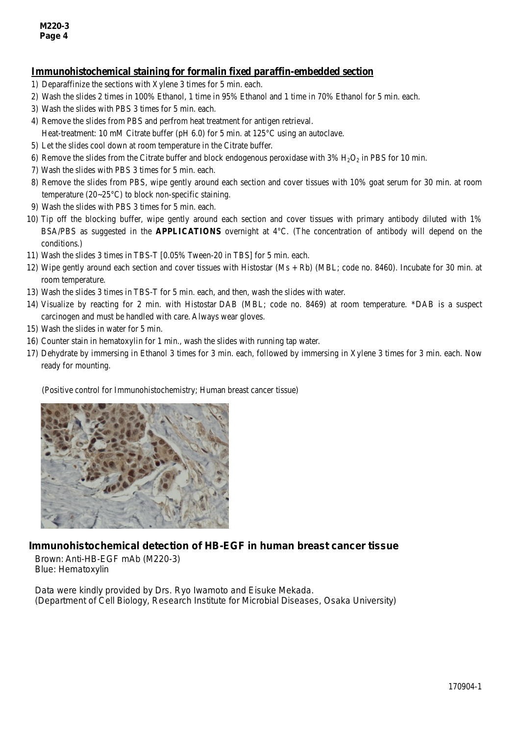## Immunohistochemical staining for formalin fixed paraffin-embedded section

1) Deparaffinize the sections with Xylene 3 times for 5 min. each.
2) Wash the slides 2 times in 100% Ethanol, 1 time in 95% Ethanol and 1 time in 70% Ethanol for 5 min. each.
3) Wash the slides with PBS 3 times for 5 min. each.
4) Remove the slides from PBS and perfrom heat treatment for antigen retrieval.
   Heat-treatment: 10 mM Citrate buffer (pH 6.0) for 5 min. at 125°C using an autoclave.
5) Let the slides cool down at room temperature in the Citrate buffer.
6) Remove the slides from the Citrate buffer and block endogenous peroxidase with 3% $H_2O_2$ in PBS for 10 min.
7) Wash the slides with PBS 3 times for 5 min. each.
8) Remove the slides from PBS, wipe gently around each section and cover tissues with 10% goat serum for 30 min. at room temperature (20~25°C) to block non-specific staining.
9) Wash the slides with PBS 3 times for 5 min. each.
10) Tip off the blocking buffer, wipe gently around each section and cover tissues with primary antibody diluted with 1% BSA/PBS as suggested in the **APPLICATIONS** overnight at 4°C. (The concentration of antibody will depend on the conditions.)
11) Wash the slides 3 times in TBS-T [0.05% Tween-20 in TBS] for 5 min. each.
12) Wipe gently around each section and cover tissues with Histostar (Ms + Rb) (MBL; code no. 8460). Incubate for 30 min. at room temperature.
13) Wash the slides 3 times in TBS-T for 5 min. each, and then, wash the slides with water.
14) Visualize by reacting for 2 min. with Histostar DAB (MBL; code no. 8469) at room temperature. *DAB is a suspect carcinogen and must be handled with care. Always wear gloves.
15) Wash the slides in water for 5 min.
16) Counter stain in hematoxylin for 1 min., wash the slides with running tap water.
17) Dehydrate by immersing in Ethanol 3 times for 3 min. each, followed by immersing in Xylene 3 times for 3 min. each. Now ready for mounting.

(Positive control for Immunohistochemistry; Human breast cancer tissue)

**Immunohistochemical detection of HB-EGF in human breast cancer tissue**

Brown: Anti-HB-EGF mAb (M220-3)
Blue: Hematoxylin

Data were kindly provided by Drs. Ryo Iwamoto and Eisuke Mekada.
(Department of Cell Biology, Research Institute for Microbial Diseases, Osaka University)

170904-1